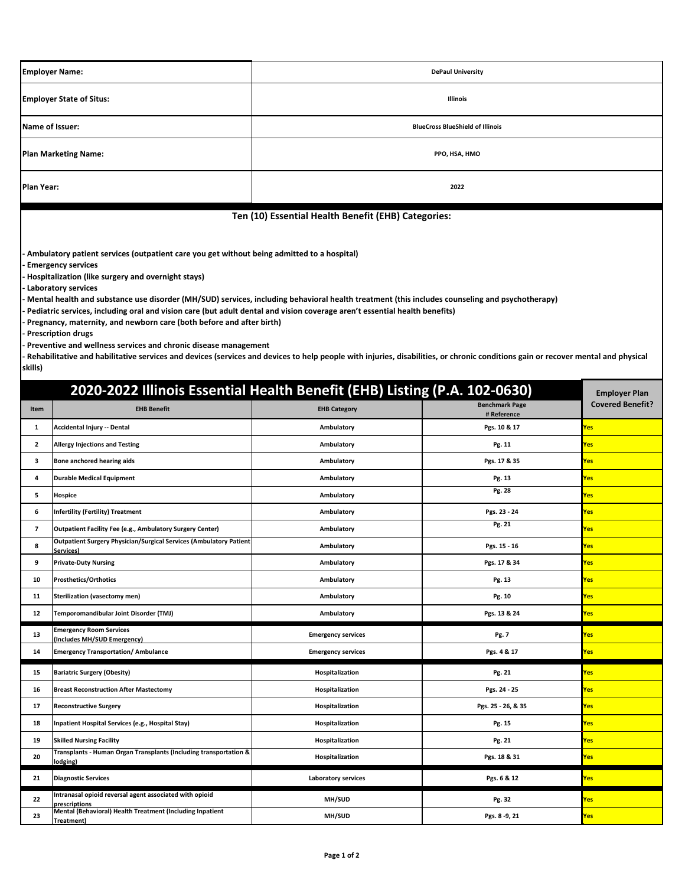| | |
|---|---|
| **Employer Name:** | **DePaul University** |
| **Employer State of Situs:** | **Illinois** |
| **Name of Issuer:** | **BlueCross BlueShield of Illinois** |
| **Plan Marketing Name:** | **PPO, HSA, HMO** |
| **Plan Year:** | **2022** |

## Ten (10) Essential Health Benefit (EHB) Categories:

- **Ambulatory patient services (outpatient care you get without being admitted to a hospital)**
- **Emergency services**
- **Hospitalization (like surgery and overnight stays)**
- **Laboratory services**
- **Mental health and substance use disorder (MH/SUD) services, including behavioral health treatment (this includes counseling and psychotherapy)**
- **Pediatric services, including oral and vision care (but adult dental and vision coverage aren't essential health benefits)**
- **Pregnancy, maternity, and newborn care (both before and after birth)**
- **Prescription drugs**
- **Preventive and wellness services and chronic disease management**
- **Rehabilitative and habilitative services and devices (services and devices to help people with injuries, disabilities, or chronic conditions gain or recover mental and physical skills)**

## 2020-2022 Illinois Essential Health Benefit (EHB) Listing (P.A. 102-0630)

| Item | EHB Benefit | EHB Category | Benchmark Page # Reference | Employer Plan Covered Benefit? |
|---|---|---|---|---|
| 1 | Accidental Injury -- Dental | Ambulatory | Pgs. 10 & 17 | Yes |
| 2 | Allergy Injections and Testing | Ambulatory | Pg. 11 | Yes |
| 3 | Bone anchored hearing aids | Ambulatory | Pgs. 17 & 35 | Yes |
| 4 | Durable Medical Equipment | Ambulatory | Pg. 13 | Yes |
| 5 | Hospice | Ambulatory | Pg. 28 | Yes |
| 6 | Infertility (Fertility) Treatment | Ambulatory | Pgs. 23 - 24 | Yes |
| 7 | Outpatient Facility Fee (e.g., Ambulatory Surgery Center) | Ambulatory | Pg. 21 | Yes |
| 8 | Outpatient Surgery Physician/Surgical Services (Ambulatory Patient Services) | Ambulatory | Pgs. 15 - 16 | Yes |
| 9 | Private-Duty Nursing | Ambulatory | Pgs. 17 & 34 | Yes |
| 10 | Prosthetics/Orthotics | Ambulatory | Pg. 13 | Yes |
| 11 | Sterilization (vasectomy men) | Ambulatory | Pg. 10 | Yes |
| 12 | Temporomandibular Joint Disorder (TMJ) | Ambulatory | Pgs. 13 & 24 | Yes |
| 13 | Emergency Room Services (Includes MH/SUD Emergency) | Emergency services | Pg. 7 | Yes |
| 14 | Emergency Transportation/ Ambulance | Emergency services | Pgs. 4 & 17 | Yes |
| 15 | Bariatric Surgery (Obesity) | Hospitalization | Pg. 21 | Yes |
| 16 | Breast Reconstruction After Mastectomy | Hospitalization | Pgs. 24 - 25 | Yes |
| 17 | Reconstructive Surgery | Hospitalization | Pgs. 25 - 26, & 35 | Yes |
| 18 | Inpatient Hospital Services (e.g., Hospital Stay) | Hospitalization | Pg. 15 | Yes |
| 19 | Skilled Nursing Facility | Hospitalization | Pg. 21 | Yes |
| 20 | Transplants - Human Organ Transplants (Including transportation & lodging) | Hospitalization | Pgs. 18 & 31 | Yes |
| 21 | Diagnostic Services | Laboratory services | Pgs. 6 & 12 | Yes |
| 22 | Intranasal opioid reversal agent associated with opioid prescriptions | MH/SUD | Pg. 32 | Yes |
| 23 | Mental (Behavioral) Health Treatment (Including Inpatient Treatment) | MH/SUD | Pgs. 8 -9, 21 | Yes |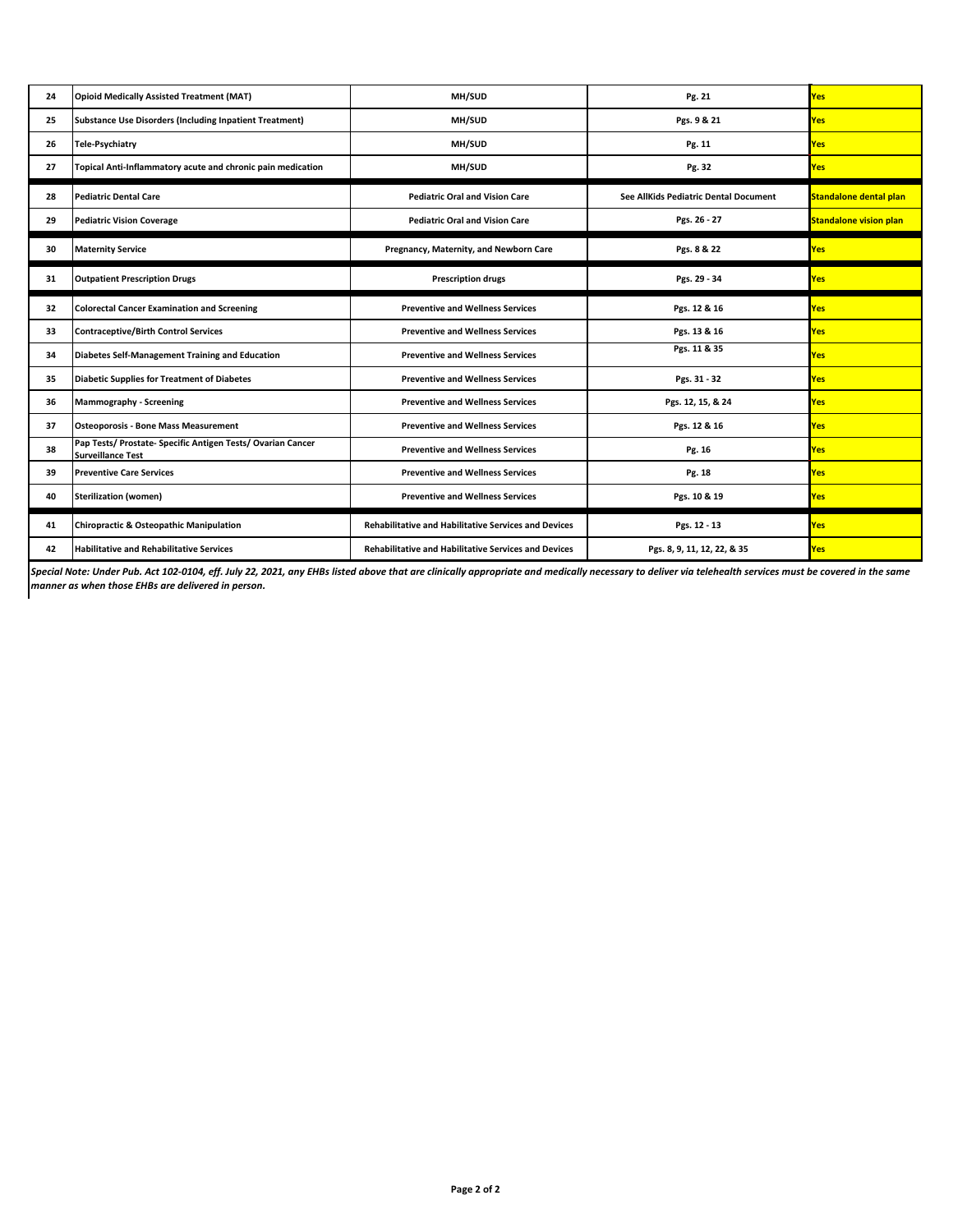| | | | | |
|---|---|---|---|---|
| 24 | **Opioid Medically Assisted Treatment (MAT)** | **MH/SUD** | **Pg. 21** | **Yes** |
| 25 | **Substance Use Disorders (Including Inpatient Treatment)** | **MH/SUD** | **Pgs. 9 & 21** | **Yes** |
| 26 | **Tele-Psychiatry** | **MH/SUD** | **Pg. 11** | **Yes** |
| 27 | **Topical Anti-Inflammatory acute and chronic pain medication** | **MH/SUD** | **Pg. 32** | **Yes** |
| 28 | **Pediatric Dental Care** | **Pediatric Oral and Vision Care** | **See AllKids Pediatric Dental Document** | **Standalone dental plan** |
| 29 | **Pediatric Vision Coverage** | **Pediatric Oral and Vision Care** | **Pgs. 26 - 27** | **Standalone vision plan** |
| 30 | **Maternity Service** | **Pregnancy, Maternity, and Newborn Care** | **Pgs. 8 & 22** | **Yes** |
| 31 | **Outpatient Prescription Drugs** | **Prescription drugs** | **Pgs. 29 - 34** | **Yes** |
| 32 | **Colorectal Cancer Examination and Screening** | **Preventive and Wellness Services** | **Pgs. 12 & 16** | **Yes** |
| 33 | **Contraceptive/Birth Control Services** | **Preventive and Wellness Services** | **Pgs. 13 & 16** | **Yes** |
| 34 | **Diabetes Self-Management Training and Education** | **Preventive and Wellness Services** | **Pgs. 11 & 35** | **Yes** |
| 35 | **Diabetic Supplies for Treatment of Diabetes** | **Preventive and Wellness Services** | **Pgs. 31 - 32** | **Yes** |
| 36 | **Mammography - Screening** | **Preventive and Wellness Services** | **Pgs. 12, 15, & 24** | **Yes** |
| 37 | **Osteoporosis - Bone Mass Measurement** | **Preventive and Wellness Services** | **Pgs. 12 & 16** | **Yes** |
| 38 | **Pap Tests/ Prostate- Specific Antigen Tests/ Ovarian Cancer Surveillance Test** | **Preventive and Wellness Services** | **Pg. 16** | **Yes** |
| 39 | **Preventive Care Services** | **Preventive and Wellness Services** | **Pg. 18** | **Yes** |
| 40 | **Sterilization (women)** | **Preventive and Wellness Services** | **Pgs. 10 & 19** | **Yes** |
| 41 | **Chiropractic & Osteopathic Manipulation** | **Rehabilitative and Habilitative Services and Devices** | **Pgs. 12 - 13** | **Yes** |
| 42 | **Habilitative and Rehabilitative Services** | **Rehabilitative and Habilitative Services and Devices** | **Pgs. 8, 9, 11, 12, 22, & 35** | **Yes** |

***Special Note: Under Pub. Act 102-0104, eff. July 22, 2021, any EHBs listed above that are clinically appropriate and medically necessary to deliver via telehealth services must be covered in the same manner as when those EHBs are delivered in person.***